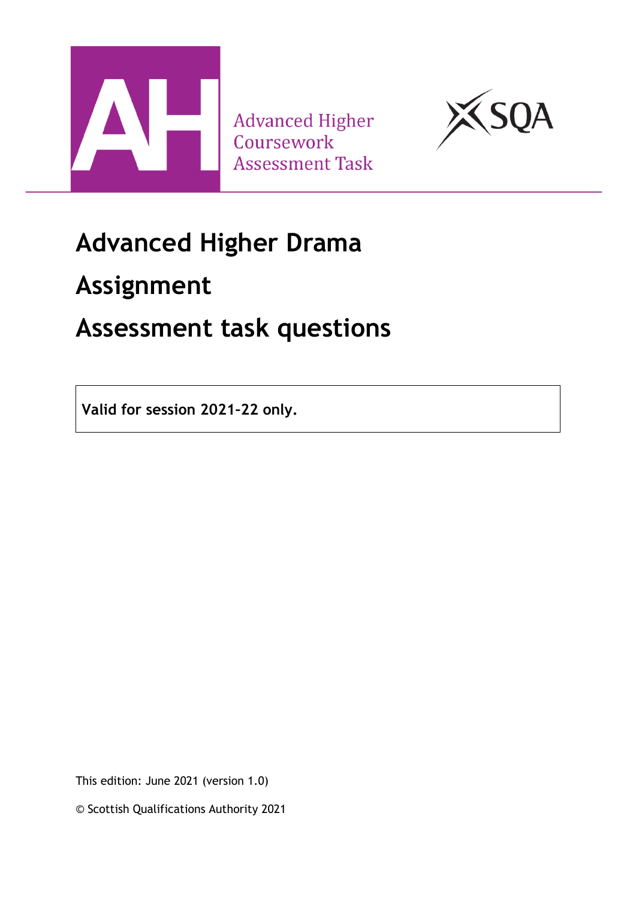Advanced Higher Coursework Assessment Task

# Advanced Higher Drama

# Assignment

# Assessment task questions

**Valid for session 2021–22 only.**

This edition: June 2021 (version 1.0)

© Scottish Qualifications Authority 2021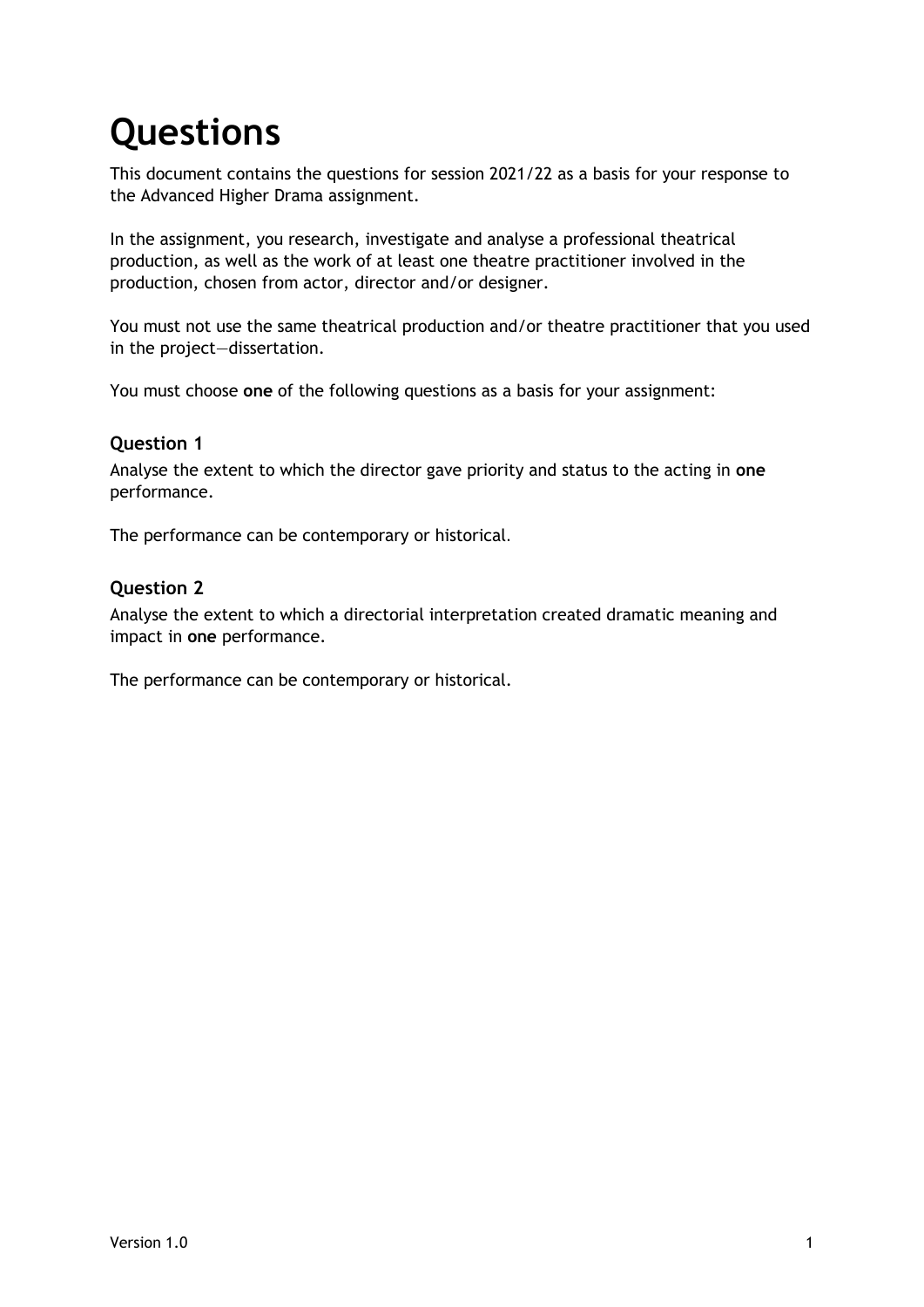# Questions

This document contains the questions for session 2021/22 as a basis for your response to the Advanced Higher Drama assignment.

In the assignment, you research, investigate and analyse a professional theatrical production, as well as the work of at least one theatre practitioner involved in the production, chosen from actor, director and/or designer.

You must not use the same theatrical production and/or theatre practitioner that you used in the project—dissertation.

You must choose **one** of the following questions as a basis for your assignment:

### Question 1

Analyse the extent to which the director gave priority and status to the acting in **one** performance.

The performance can be contemporary or historical.

### Question 2

Analyse the extent to which a directorial interpretation created dramatic meaning and impact in **one** performance.

The performance can be contemporary or historical.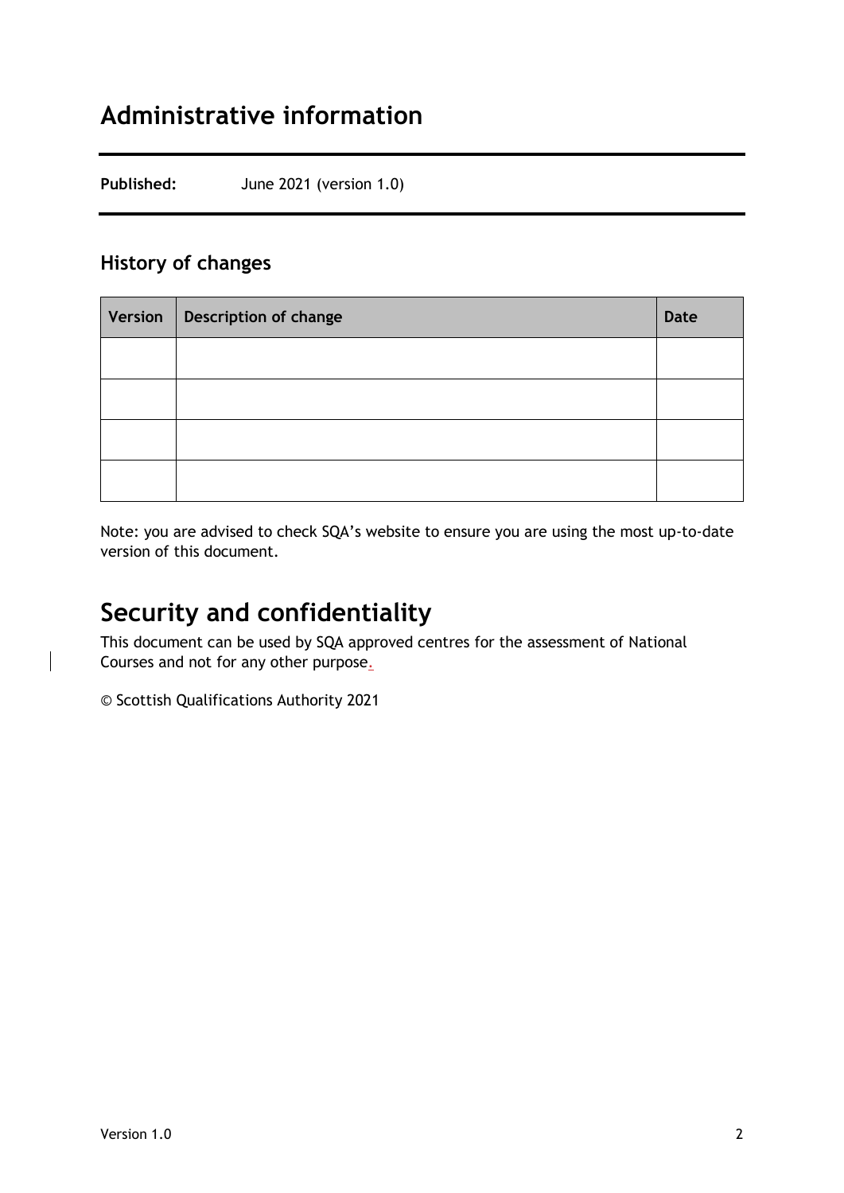# Administrative information

**Published:** June 2021 (version 1.0)

## History of changes

| Version | Description of change | Date |
| --- | --- | --- |
| | | |
| | | |
| | | |
| | | |

Note: you are advised to check SQA's website to ensure you are using the most up-to-date version of this document.

# Security and confidentiality

This document can be used by SQA approved centres for the assessment of National Courses and not for any other purpose.

© Scottish Qualifications Authority 2021